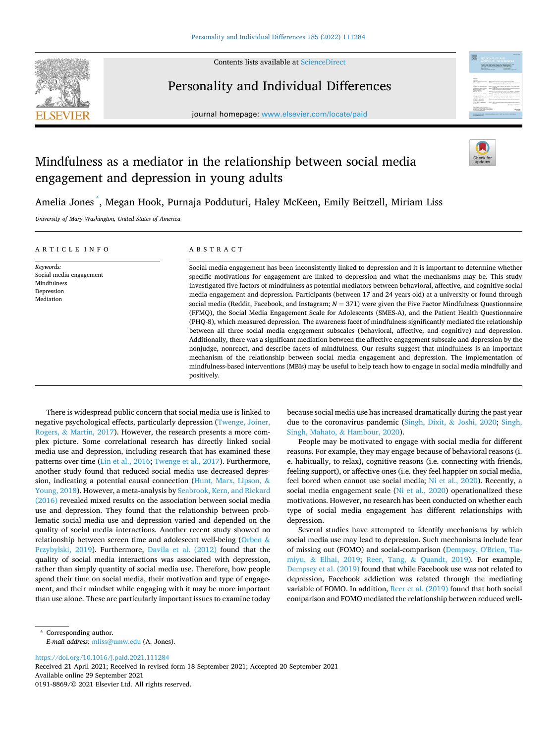# Mindfulness as a mediator in the relationship between social media engagement and depression in young adults

Amelia Jones [*], Megan Hook, Purnaja Podduturi, Haley McKeen, Emily Beitzell, Miriam Liss

*University of Mary Washington, United States of America*

## ARTICLE INFO

*Keywords:*
Social media engagement
Mindfulness
Depression
Mediation

## ABSTRACT

Social media engagement has been inconsistently linked to depression and it is important to determine whether specific motivations for engagement are linked to depression and what the mechanisms may be. This study investigated five factors of mindfulness as potential mediators between behavioral, affective, and cognitive social media engagement and depression. Participants (between 17 and 24 years old) at a university or found through social media (Reddit, Facebook, and Instagram; $N = 371$) were given the Five Factor Mindfulness Questionnaire (FFMQ), the Social Media Engagement Scale for Adolescents (SMES-A), and the Patient Health Questionnaire (PHQ-8), which measured depression. The awareness facet of mindfulness significantly mediated the relationship between all three social media engagement subscales (behavioral, affective, and cognitive) and depression. Additionally, there was a significant mediation between the affective engagement subscale and depression by the nonjudge, nonreact, and describe facets of mindfulness. Our results suggest that mindfulness is an important mechanism of the relationship between social media engagement and depression. The implementation of mindfulness-based interventions (MBIs) may be useful to help teach how to engage in social media mindfully and positively.

There is widespread public concern that social media use is linked to negative psychological effects, particularly depression (Twenge, Joiner, Rogers, & Martin, 2017). However, the research presents a more complex picture. Some correlational research has directly linked social media use and depression, including research that has examined these patterns over time (Lin et al., 2016; Twenge et al., 2017). Furthermore, another study found that reduced social media use decreased depression, indicating a potential causal connection (Hunt, Marx, Lipson, & Young, 2018). However, a meta-analysis by Seabrook, Kern, and Rickard (2016) revealed mixed results on the association between social media use and depression. They found that the relationship between problematic social media use and depression varied and depended on the quality of social media interactions. Another recent study showed no relationship between screen time and adolescent well-being (Orben & Przybylski, 2019). Furthermore, Davila et al. (2012) found that the quality of social media interactions was associated with depression, rather than simply quantity of social media use. Therefore, how people spend their time on social media, their motivation and type of engagement, and their mindset while engaging with it may be more important than use alone. These are particularly important issues to examine today because social media use has increased dramatically during the past year due to the coronavirus pandemic (Singh, Dixit, & Joshi, 2020; Singh, Singh, Mahato, & Hambour, 2020).

People may be motivated to engage with social media for different reasons. For example, they may engage because of behavioral reasons (i.e. habitually, to relax), cognitive reasons (i.e. connecting with friends, feeling support), or affective ones (i.e. they feel happier on social media, feel bored when cannot use social media; Ni et al., 2020). Recently, a social media engagement scale (Ni et al., 2020) operationalized these motivations. However, no research has been conducted on whether each type of social media engagement has different relationships with depression.

Several studies have attempted to identify mechanisms by which social media use may lead to depression. Such mechanisms include fear of missing out (FOMO) and social-comparison (Dempsey, O'Brien, Tiamiyu, & Elhai, 2019; Reer, Tang, & Quandt, 2019). For example, Dempsey et al. (2019) found that while Facebook use was not related to depression, Facebook addiction was related through the mediating variable of FOMO. In addition, Reer et al. (2019) found that both social comparison and FOMO mediated the relationship between reduced well-

[*] Corresponding author.
*E-mail address:* mliss@umw.edu (A. Jones).

https://doi.org/10.1016/j.paid.2021.111284
Received 21 April 2021; Received in revised form 18 September 2021; Accepted 20 September 2021
Available online 29 September 2021
0191-8869/© 2021 Elsevier Ltd. All rights reserved.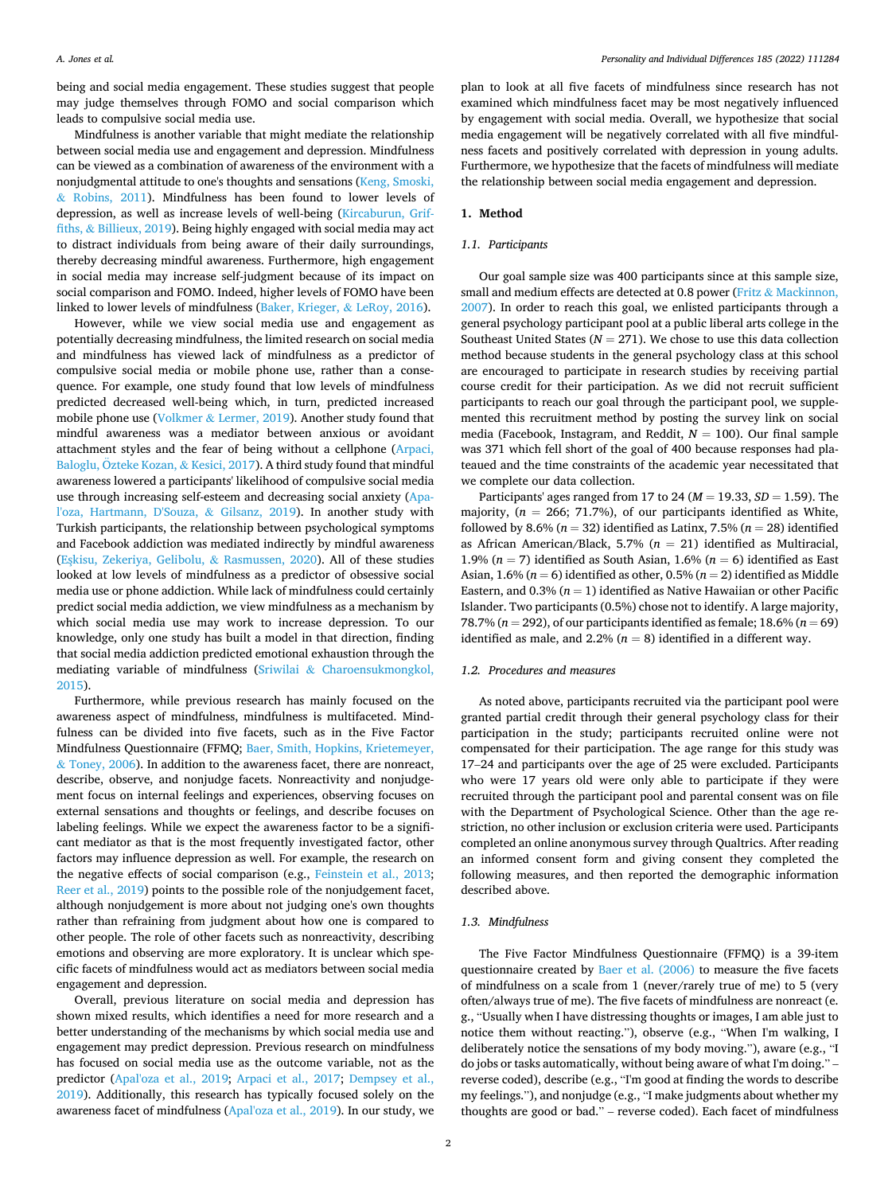being and social media engagement. These studies suggest that people may judge themselves through FOMO and social comparison which leads to compulsive social media use.

Mindfulness is another variable that might mediate the relationship between social media use and engagement and depression. Mindfulness can be viewed as a combination of awareness of the environment with a nonjudgmental attitude to one's thoughts and sensations (Keng, Smoski, & Robins, 2011). Mindfulness has been found to lower levels of depression, as well as increase levels of well-being (Kircaburun, Griffiths, & Billieux, 2019). Being highly engaged with social media may act to distract individuals from being aware of their daily surroundings, thereby decreasing mindful awareness. Furthermore, high engagement in social media may increase self-judgment because of its impact on social comparison and FOMO. Indeed, higher levels of FOMO have been linked to lower levels of mindfulness (Baker, Krieger, & LeRoy, 2016).

However, while we view social media use and engagement as potentially decreasing mindfulness, the limited research on social media and mindfulness has viewed lack of mindfulness as a predictor of compulsive social media or mobile phone use, rather than a consequence. For example, one study found that low levels of mindfulness predicted decreased well-being which, in turn, predicted increased mobile phone use (Volkmer & Lermer, 2019). Another study found that mindful awareness was a mediator between anxious or avoidant attachment styles and the fear of being without a cellphone (Arpaci, Baloglu, Özteke Kozan, & Kesici, 2017). A third study found that mindful awareness lowered a participants' likelihood of compulsive social media use through increasing self-esteem and decreasing social anxiety (Apal'oza, Hartmann, D'Souza, & Gilsanz, 2019). In another study with Turkish participants, the relationship between psychological symptoms and Facebook addiction was mediated indirectly by mindful awareness (Eşkisu, Zekeriya, Gelibolu, & Rasmussen, 2020). All of these studies looked at low levels of mindfulness as a predictor of obsessive social media use or phone addiction. While lack of mindfulness could certainly predict social media addiction, we view mindfulness as a mechanism by which social media use may work to increase depression. To our knowledge, only one study has built a model in that direction, finding that social media addiction predicted emotional exhaustion through the mediating variable of mindfulness (Sriwilai & Charoensukmongkol, 2015).

Furthermore, while previous research has mainly focused on the awareness aspect of mindfulness, mindfulness is multifaceted. Mindfulness can be divided into five facets, such as in the Five Factor Mindfulness Questionnaire (FFMQ; Baer, Smith, Hopkins, Krietemeyer, & Toney, 2006). In addition to the awareness facet, there are nonreact, describe, observe, and nonjudge facets. Nonreactivity and nonjudgement focus on internal feelings and experiences, observing focuses on external sensations and thoughts or feelings, and describe focuses on labeling feelings. While we expect the awareness factor to be a significant mediator as that is the most frequently investigated factor, other factors may influence depression as well. For example, the research on the negative effects of social comparison (e.g., Feinstein et al., 2013; Reer et al., 2019) points to the possible role of the nonjudgement facet, although nonjudgement is more about not judging one's own thoughts rather than refraining from judgment about how one is compared to other people. The role of other facets such as nonreactivity, describing emotions and observing are more exploratory. It is unclear which specific facets of mindfulness would act as mediators between social media engagement and depression.

Overall, previous literature on social media and depression has shown mixed results, which identifies a need for more research and a better understanding of the mechanisms by which social media use and engagement may predict depression. Previous research on mindfulness has focused on social media use as the outcome variable, not as the predictor (Apal'oza et al., 2019; Arpaci et al., 2017; Dempsey et al., 2019). Additionally, this research has typically focused solely on the awareness facet of mindfulness (Apal'oza et al., 2019). In our study, we plan to look at all five facets of mindfulness since research has not examined which mindfulness facet may be most negatively influenced by engagement with social media. Overall, we hypothesize that social media engagement will be negatively correlated with all five mindfulness facets and positively correlated with depression in young adults. Furthermore, we hypothesize that the facets of mindfulness will mediate the relationship between social media engagement and depression.

## 1. Method

### 1.1. Participants

Our goal sample size was 400 participants since at this sample size, small and medium effects are detected at 0.8 power (Fritz & Mackinnon, 2007). In order to reach this goal, we enlisted participants through a general psychology participant pool at a public liberal arts college in the Southeast United States ($N = 271$). We chose to use this data collection method because students in the general psychology class at this school are encouraged to participate in research studies by receiving partial course credit for their participation. As we did not recruit sufficient participants to reach our goal through the participant pool, we supplemented this recruitment method by posting the survey link on social media (Facebook, Instagram, and Reddit, $N = 100$). Our final sample was 371 which fell short of the goal of 400 because responses had plateaued and the time constraints of the academic year necessitated that we complete our data collection.

Participants' ages ranged from 17 to 24 ($M = 19.33$, $SD = 1.59$). The majority, ($n = 266$; 71.7%), of our participants identified as White, followed by 8.6% ($n = 32$) identified as Latinx, 7.5% ($n = 28$) identified as African American/Black, 5.7% ($n = 21$) identified as Multiracial, 1.9% ($n = 7$) identified as South Asian, 1.6% ($n = 6$) identified as East Asian, 1.6% ($n = 6$) identified as other, 0.5% ($n = 2$) identified as Middle Eastern, and 0.3% ($n = 1$) identified as Native Hawaiian or other Pacific Islander. Two participants (0.5%) chose not to identify. A large majority, 78.7% ($n = 292$), of our participants identified as female; 18.6% ($n = 69$) identified as male, and 2.2% ($n = 8$) identified in a different way.

### 1.2. Procedures and measures

As noted above, participants recruited via the participant pool were granted partial credit through their general psychology class for their participation in the study; participants recruited online were not compensated for their participation. The age range for this study was 17–24 and participants over the age of 25 were excluded. Participants who were 17 years old were only able to participate if they were recruited through the participant pool and parental consent was on file with the Department of Psychological Science. Other than the age restriction, no other inclusion or exclusion criteria were used. Participants completed an online anonymous survey through Qualtrics. After reading an informed consent form and giving consent they completed the following measures, and then reported the demographic information described above.

### 1.3. Mindfulness

The Five Factor Mindfulness Questionnaire (FFMQ) is a 39-item questionnaire created by Baer et al. (2006) to measure the five facets of mindfulness on a scale from 1 (never/rarely true of me) to 5 (very often/always true of me). The five facets of mindfulness are nonreact (e.g., "Usually when I have distressing thoughts or images, I am able just to notice them without reacting."), observe (e.g., "When I'm walking, I deliberately notice the sensations of my body moving."), aware (e.g., "I do jobs or tasks automatically, without being aware of what I'm doing." – reverse coded), describe (e.g., "I'm good at finding the words to describe my feelings."), and nonjudge (e.g., "I make judgments about whether my thoughts are good or bad." – reverse coded). Each facet of mindfulness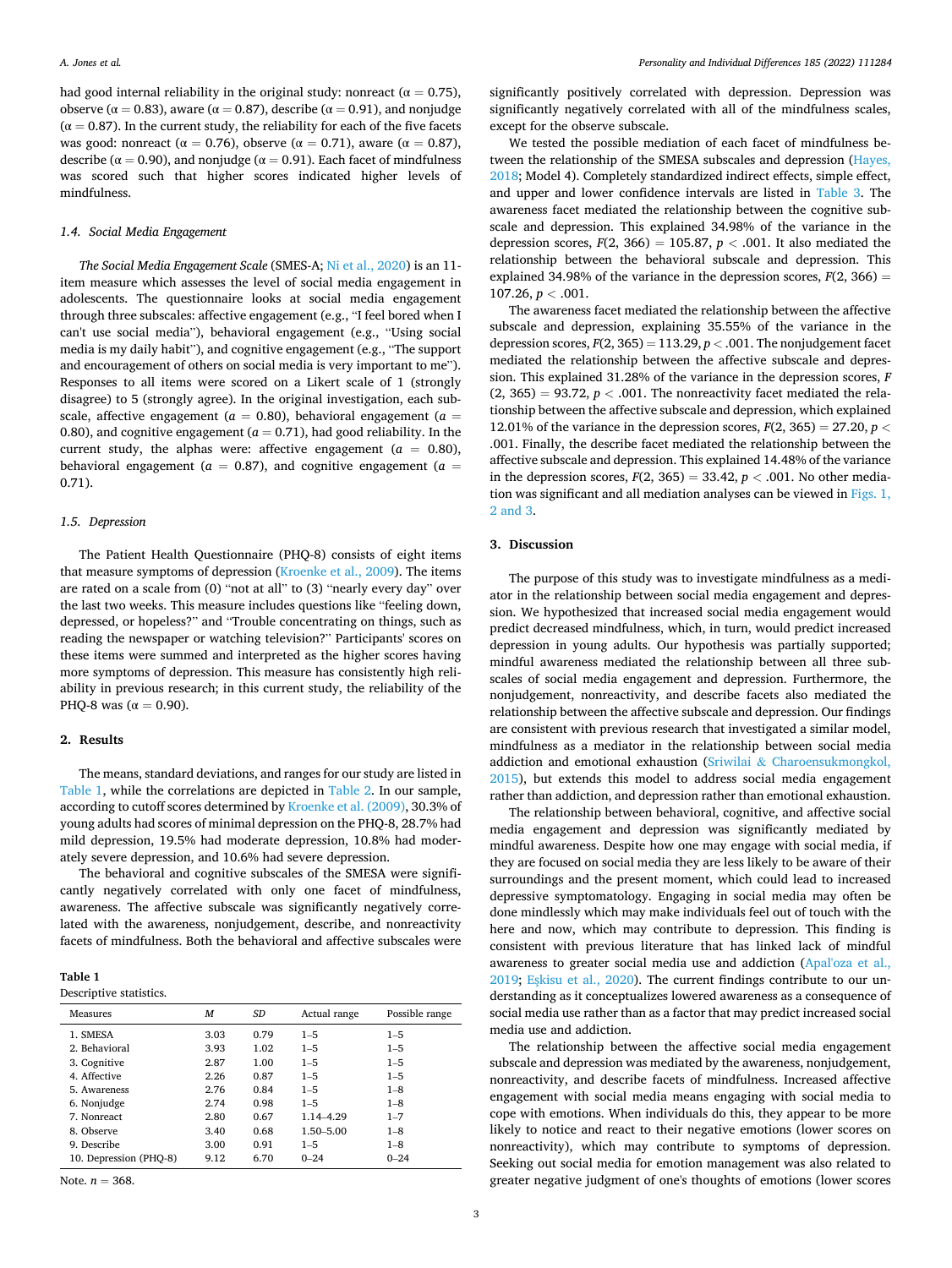had good internal reliability in the original study: nonreact ($\alpha = 0.75$), observe ($\alpha = 0.83$), aware ($\alpha = 0.87$), describe ($\alpha = 0.91$), and nonjudge ($\alpha = 0.87$). In the current study, the reliability for each of the five facets was good: nonreact ($\alpha = 0.76$), observe ($\alpha = 0.71$), aware ($\alpha = 0.87$), describe ($\alpha = 0.90$), and nonjudge ($\alpha = 0.91$). Each facet of mindfulness was scored such that higher scores indicated higher levels of mindfulness.

### 1.4. Social Media Engagement

*The Social Media Engagement Scale* (SMES-A; Ni et al., 2020) is an 11-item measure which assesses the level of social media engagement in adolescents. The questionnaire looks at social media engagement through three subscales: affective engagement (e.g., "I feel bored when I can't use social media"), behavioral engagement (e.g., "Using social media is my daily habit"), and cognitive engagement (e.g., "The support and encouragement of others on social media is very important to me"). Responses to all items were scored on a Likert scale of 1 (strongly disagree) to 5 (strongly agree). In the original investigation, each subscale, affective engagement ($a = 0.80$), behavioral engagement ($a = 0.80$), and cognitive engagement ($a = 0.71$), had good reliability. In the current study, the alphas were: affective engagement ($a = 0.80$), behavioral engagement ($a = 0.87$), and cognitive engagement ($a = 0.71$).

### 1.5. Depression

The Patient Health Questionnaire (PHQ-8) consists of eight items that measure symptoms of depression (Kroenke et al., 2009). The items are rated on a scale from (0) "not at all" to (3) "nearly every day" over the last two weeks. This measure includes questions like "feeling down, depressed, or hopeless?" and "Trouble concentrating on things, such as reading the newspaper or watching television?" Participants' scores on these items were summed and interpreted as the higher scores having more symptoms of depression. This measure has consistently high reliability in previous research; in this current study, the reliability of the PHQ-8 was ($\alpha = 0.90$).

## 2. Results

The means, standard deviations, and ranges for our study are listed in Table 1, while the correlations are depicted in Table 2. In our sample, according to cutoff scores determined by Kroenke et al. (2009), 30.3% of young adults had scores of minimal depression on the PHQ-8, 28.7% had mild depression, 19.5% had moderate depression, 10.8% had moderately severe depression, and 10.6% had severe depression.

The behavioral and cognitive subscales of the SMESA were significantly negatively correlated with only one facet of mindfulness, awareness. The affective subscale was significantly negatively correlated with the awareness, nonjudgement, describe, and nonreactivity facets of mindfulness. Both the behavioral and affective subscales were significantly positively correlated with depression. Depression was significantly negatively correlated with all of the mindfulness scales, except for the observe subscale.

We tested the possible mediation of each facet of mindfulness between the relationship of the SMESA subscales and depression (Hayes, 2018; Model 4). Completely standardized indirect effects, simple effect, and upper and lower confidence intervals are listed in Table 3. The awareness facet mediated the relationship between the cognitive subscale and depression. This explained 34.98% of the variance in the depression scores, $F(2, 366) = 105.87$, $p < .001$. It also mediated the relationship between the behavioral subscale and depression. This explained 34.98% of the variance in the depression scores, $F(2, 366) = 107.26$, $p < .001$.

The awareness facet mediated the relationship between the affective subscale and depression, explaining 35.55% of the variance in the depression scores, $F(2, 365) = 113.29$, $p < .001$. The nonjudgement facet mediated the relationship between the affective subscale and depression. This explained 31.28% of the variance in the depression scores, $F(2, 365) = 93.72$, $p < .001$. The nonreactivity facet mediated the relationship between the affective subscale and depression, which explained 12.01% of the variance in the depression scores, $F(2, 365) = 27.20$, $p < .001$. Finally, the describe facet mediated the relationship between the affective subscale and depression. This explained 14.48% of the variance in the depression scores, $F(2, 365) = 33.42$, $p < .001$. No other mediation was significant and all mediation analyses can be viewed in Figs. 1, 2 and 3.

**Table 1**
Descriptive statistics.

| Measures | *M* | *SD* | Actual range | Possible range |
|---|---|---|---|---|
| 1. SMESA | 3.03 | 0.79 | 1–5 | 1–5 |
| 2. Behavioral | 3.93 | 1.02 | 1–5 | 1–5 |
| 3. Cognitive | 2.87 | 1.00 | 1–5 | 1–5 |
| 4. Affective | 2.26 | 0.87 | 1–5 | 1–5 |
| 5. Awareness | 2.76 | 0.84 | 1–5 | 1–8 |
| 6. Nonjudge | 2.74 | 0.98 | 1–5 | 1–8 |
| 7. Nonreact | 2.80 | 0.67 | 1.14–4.29 | 1–7 |
| 8. Observe | 3.40 | 0.68 | 1.50–5.00 | 1–8 |
| 9. Describe | 3.00 | 0.91 | 1–5 | 1–8 |
| 10. Depression (PHQ-8) | 9.12 | 6.70 | 0–24 | 0–24 |

Note. $n = 368$.

## 3. Discussion

The purpose of this study was to investigate mindfulness as a mediator in the relationship between social media engagement and depression. We hypothesized that increased social media engagement would predict decreased mindfulness, which, in turn, would predict increased depression in young adults. Our hypothesis was partially supported; mindful awareness mediated the relationship between all three subscales of social media engagement and depression. Furthermore, the nonjudgement, nonreactivity, and describe facets also mediated the relationship between the affective subscale and depression. Our findings are consistent with previous research that investigated a similar model, mindfulness as a mediator in the relationship between social media addiction and emotional exhaustion (Sriwilai & Charoensukmongkol, 2015), but extends this model to address social media engagement rather than addiction, and depression rather than emotional exhaustion.

The relationship between behavioral, cognitive, and affective social media engagement and depression was significantly mediated by mindful awareness. Despite how one may engage with social media, if they are focused on social media they are less likely to be aware of their surroundings and the present moment, which could lead to increased depressive symptomatology. Engaging in social media may often be done mindlessly which may make individuals feel out of touch with the here and now, which may contribute to depression. This finding is consistent with previous literature that has linked lack of mindful awareness to greater social media use and addiction (Apal'oza et al., 2019; Eşkisu et al., 2020). The current findings contribute to our understanding as it conceptualizes lowered awareness as a consequence of social media use rather than as a factor that may predict increased social media use and addiction.

The relationship between the affective social media engagement subscale and depression was mediated by the awareness, nonjudgement, nonreactivity, and describe facets of mindfulness. Increased affective engagement with social media means engaging with social media to cope with emotions. When individuals do this, they appear to be more likely to notice and react to their negative emotions (lower scores on nonreactivity), which may contribute to symptoms of depression. Seeking out social media for emotion management was also related to greater negative judgment of one's thoughts of emotions (lower scores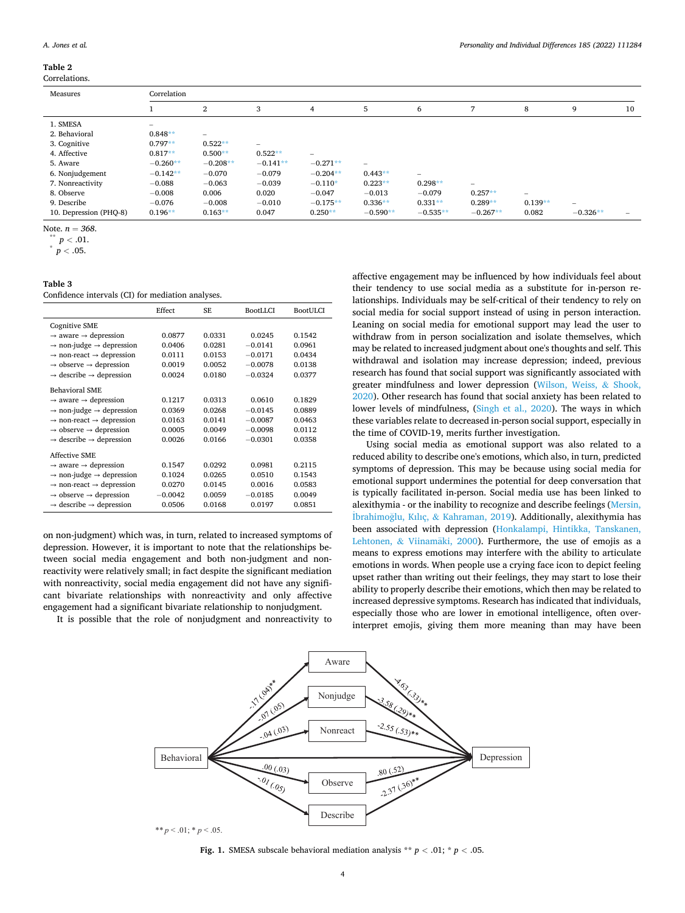**Table 2**
Correlations.

| Measures | Correlation | | | | | | | | | |
|---|---|---|---|---|---|---|---|---|---|---|
| | 1 | 2 | 3 | 4 | 5 | 6 | 7 | 8 | 9 | 10 |
| 1. SMESA | – | | | | | | | | | |
| 2. Behavioral | 0.848** | – | | | | | | | | |
| 3. Cognitive | 0.797** | 0.522** | – | | | | | | | |
| 4. Affective | 0.817** | 0.500** | 0.522** | – | | | | | | |
| 5. Aware | −0.260** | −0.208** | −0.141** | −0.271** | – | | | | | |
| 6. Nonjudgement | −0.142** | −0.070 | −0.079 | −0.204** | 0.443** | – | | | | |
| 7. Nonreactivity | −0.088 | −0.063 | −0.039 | −0.110* | 0.223** | 0.298** | – | | | |
| 8. Observe | −0.008 | 0.006 | 0.020 | −0.047 | −0.013 | −0.079 | 0.257** | – | | |
| 9. Describe | −0.076 | −0.008 | −0.010 | −0.175** | 0.336** | 0.331** | 0.289** | 0.139** | – | |
| 10. Depression (PHQ-8) | 0.196** | 0.163** | 0.047 | 0.250** | −0.590** | −0.535** | −0.267** | 0.082 | −0.326** | – |

Note. $n = 368$.
** $p < .01$.
* $p < .05$.

**Table 3**
Confidence intervals (CI) for mediation analyses.

| | Effect | SE | BootLLCI | BootULCI |
|---|---|---|---|---|
| Cognitive SME | | | | |
| → aware → depression | 0.0877 | 0.0331 | 0.0245 | 0.1542 |
| → non-judge → depression | 0.0406 | 0.0281 | −0.0141 | 0.0961 |
| → non-react → depression | 0.0111 | 0.0153 | −0.0171 | 0.0434 |
| → observe → depression | 0.0019 | 0.0052 | −0.0078 | 0.0138 |
| → describe → depression | 0.0024 | 0.0180 | −0.0324 | 0.0377 |
| Behavioral SME | | | | |
| → aware → depression | 0.1217 | 0.0313 | 0.0610 | 0.1829 |
| → non-judge → depression | 0.0369 | 0.0268 | −0.0145 | 0.0889 |
| → non-react → depression | 0.0163 | 0.0141 | −0.0087 | 0.0463 |
| → observe → depression | 0.0005 | 0.0049 | −0.0098 | 0.0112 |
| → describe → depression | 0.0026 | 0.0166 | −0.0301 | 0.0358 |
| Affective SME | | | | |
| → aware → depression | 0.1547 | 0.0292 | 0.0981 | 0.2115 |
| → non-judge → depression | 0.1024 | 0.0265 | 0.0510 | 0.1543 |
| → non-react → depression | 0.0270 | 0.0145 | 0.0016 | 0.0583 |
| → observe → depression | −0.0042 | 0.0059 | −0.0185 | 0.0049 |
| → describe → depression | 0.0506 | 0.0168 | 0.0197 | 0.0851 |

on non-judgment) which was, in turn, related to increased symptoms of depression. However, it is important to note that the relationships between social media engagement and both non-judgment and non-reactivity were relatively small; in fact despite the significant mediation with nonreactivity, social media engagement did not have any significant bivariate relationships with nonreactivity and only affective engagement had a significant bivariate relationship to nonjudgment.

It is possible that the role of nonjudgment and nonreactivity to affective engagement may be influenced by how individuals feel about their tendency to use social media as a substitute for in-person relationships. Individuals may be self-critical of their tendency to rely on social media for social support instead of using in person interaction. Leaning on social media for emotional support may lead the user to withdraw from in person socialization and isolate themselves, which may be related to increased judgment about one's thoughts and self. This withdrawal and isolation may increase depression; indeed, previous research has found that social support was significantly associated with greater mindfulness and lower depression (Wilson, Weiss, & Shook, 2020). Other research has found that social anxiety has been related to lower levels of mindfulness, (Singh et al., 2020). The ways in which these variables relate to decreased in-person social support, especially in the time of COVID-19, merits further investigation.

Using social media as emotional support was also related to a reduced ability to describe one's emotions, which also, in turn, predicted symptoms of depression. This may be because using social media for emotional support undermines the potential for deep conversation that is typically facilitated in-person. Social media use has been linked to alexithymia - or the inability to recognize and describe feelings (Mersin, İbrahimoğlu, Kılıç, & Kahraman, 2019). Additionally, alexithymia has been associated with depression (Honkalampi, Hintikka, Tanskanen, Lehtonen, & Viinamäki, 2000). Furthermore, the use of emojis as a means to express emotions may interfere with the ability to articulate emotions in words. When people use a crying face icon to depict feeling upset rather than writing out their feelings, they may start to lose their ability to properly describe their emotions, which then may be related to increased depressive symptoms. Research has indicated that individuals, especially those who are lower in emotional intelligence, often over-interpret emojis, giving them more meaning than may have been

**Fig. 1.** SMESA subscale behavioral mediation analysis ** $p < .01$; * $p < .05$.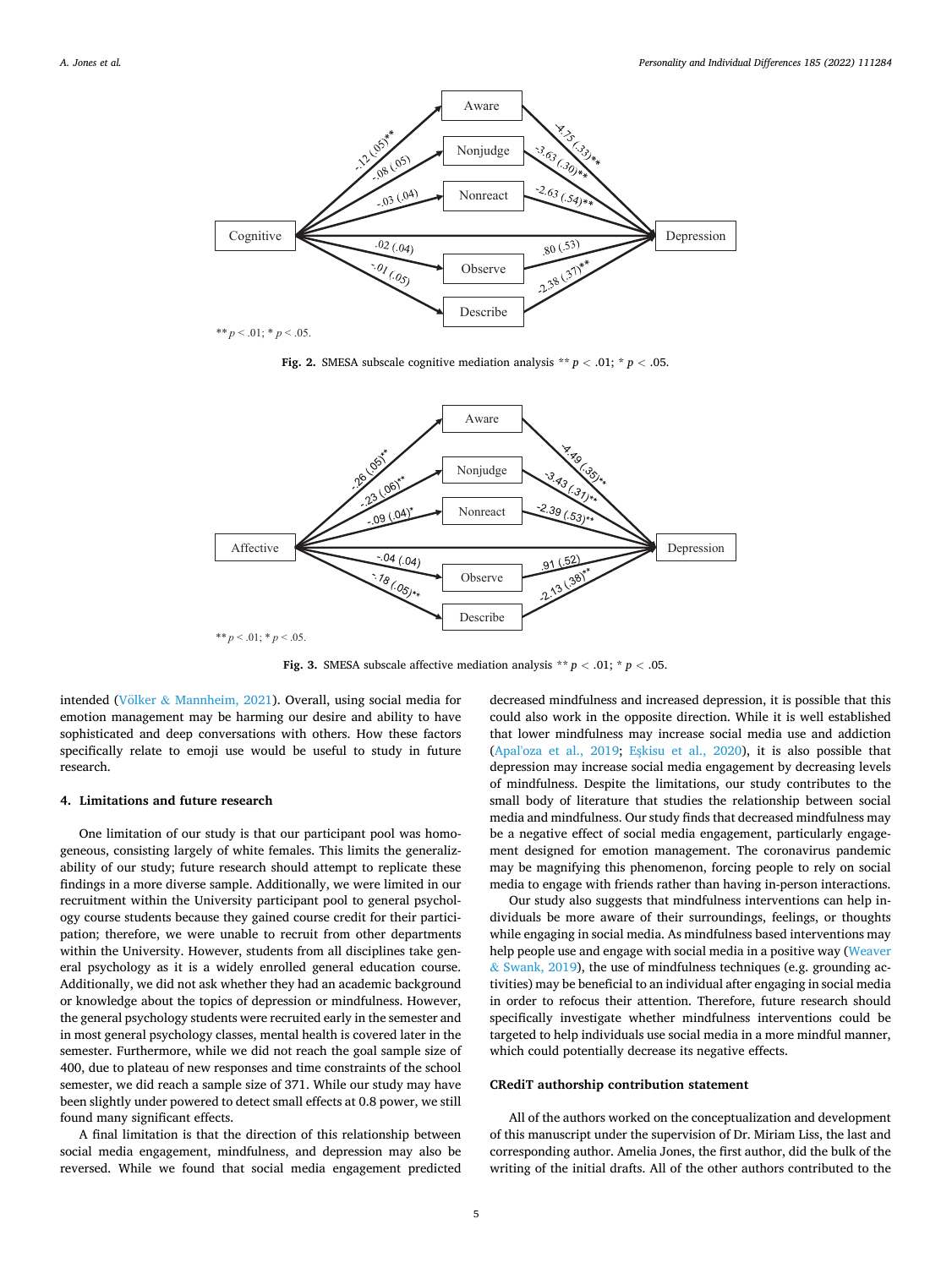** $p < .01$; * $p < .05$.

**Fig. 2.** SMESA subscale cognitive mediation analysis ** $p < .01$; * $p < .05$.

** $p < .01$; * $p < .05$.

**Fig. 3.** SMESA subscale affective mediation analysis ** $p < .01$; * $p < .05$.

intended (Völker & Mannheim, 2021). Overall, using social media for emotion management may be harming our desire and ability to have sophisticated and deep conversations with others. How these factors specifically relate to emoji use would be useful to study in future research.

## 4. Limitations and future research

One limitation of our study is that our participant pool was homogeneous, consisting largely of white females. This limits the generalizability of our study; future research should attempt to replicate these findings in a more diverse sample. Additionally, we were limited in our recruitment within the University participant pool to general psychology course students because they gained course credit for their participation; therefore, we were unable to recruit from other departments within the University. However, students from all disciplines take general psychology as it is a widely enrolled general education course. Additionally, we did not ask whether they had an academic background or knowledge about the topics of depression or mindfulness. However, the general psychology students were recruited early in the semester and in most general psychology classes, mental health is covered later in the semester. Furthermore, while we did not reach the goal sample size of 400, due to plateau of new responses and time constraints of the school semester, we did reach a sample size of 371. While our study may have been slightly under powered to detect small effects at 0.8 power, we still found many significant effects.

A final limitation is that the direction of this relationship between social media engagement, mindfulness, and depression may also be reversed. While we found that social media engagement predicted decreased mindfulness and increased depression, it is possible that this could also work in the opposite direction. While it is well established that lower mindfulness may increase social media use and addiction (Apal'oza et al., 2019; Eşkisu et al., 2020), it is also possible that depression may increase social media engagement by decreasing levels of mindfulness. Despite the limitations, our study contributes to the small body of literature that studies the relationship between social media and mindfulness. Our study finds that decreased mindfulness may be a negative effect of social media engagement, particularly engagement designed for emotion management. The coronavirus pandemic may be magnifying this phenomenon, forcing people to rely on social media to engage with friends rather than having in-person interactions.

Our study also suggests that mindfulness interventions can help individuals be more aware of their surroundings, feelings, or thoughts while engaging in social media. As mindfulness based interventions may help people use and engage with social media in a positive way (Weaver & Swank, 2019), the use of mindfulness techniques (e.g. grounding activities) may be beneficial to an individual after engaging in social media in order to refocus their attention. Therefore, future research should specifically investigate whether mindfulness interventions could be targeted to help individuals use social media in a more mindful manner, which could potentially decrease its negative effects.

### CRediT authorship contribution statement

All of the authors worked on the conceptualization and development of this manuscript under the supervision of Dr. Miriam Liss, the last and corresponding author. Amelia Jones, the first author, did the bulk of the writing of the initial drafts. All of the other authors contributed to the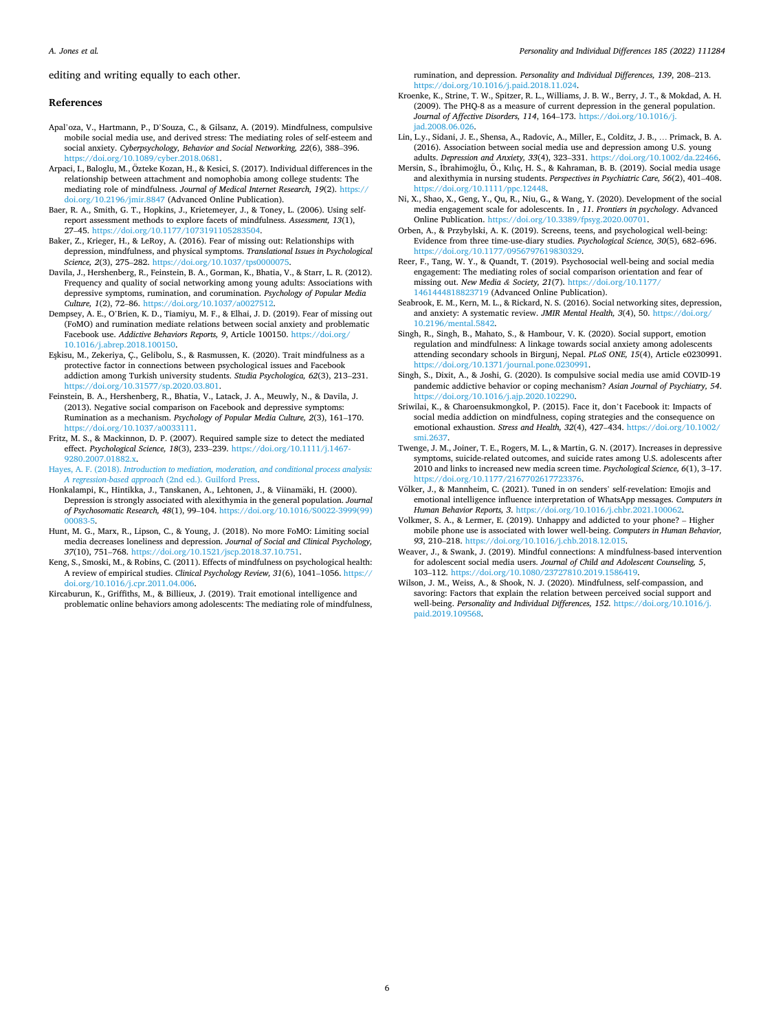editing and writing equally to each other.

## References

Apal'oza, V., Hartmann, P., D'Souza, C., & Gilsanz, A. (2019). Mindfulness, compulsive mobile social media use, and derived stress: The mediating roles of self-esteem and social anxiety. *Cyberpsychology, Behavior and Social Networking, 22*(6), 388–396. https://doi.org/10.1089/cyber.2018.0681.

Arpaci, I., Baloglu, M., Özteke Kozan, H., & Kesici, S. (2017). Individual differences in the relationship between attachment and nomophobia among college students: The mediating role of mindfulness. *Journal of Medical Internet Research, 19*(2). https://doi.org/10.2196/jmir.8847 (Advanced Online Publication).

Baer, R. A., Smith, G. T., Hopkins, J., Krietemeyer, J., & Toney, L. (2006). Using self-report assessment methods to explore facets of mindfulness. *Assessment, 13*(1), 27–45. https://doi.org/10.1177/1073191105283504.

Baker, Z., Krieger, H., & LeRoy, A. (2016). Fear of missing out: Relationships with depression, mindfulness, and physical symptoms. *Translational Issues in Psychological Science, 2*(3), 275–282. https://doi.org/10.1037/tps0000075.

Davila, J., Hershenberg, R., Feinstein, B. A., Gorman, K., Bhatia, V., & Starr, L. R. (2012). Frequency and quality of social networking among young adults: Associations with depressive symptoms, rumination, and corumination. *Psychology of Popular Media Culture, 1*(2), 72–86. https://doi.org/10.1037/a0027512.

Dempsey, A. E., O'Brien, K. D., Tiamiyu, M. F., & Elhai, J. D. (2019). Fear of missing out (FoMO) and rumination mediate relations between social anxiety and problematic Facebook use. *Addictive Behaviors Reports, 9*, Article 100150. https://doi.org/10.1016/j.abrep.2018.100150.

Eşkisu, M., Zekeriya, Ç., Gelibolu, S., & Rasmussen, K. (2020). Trait mindfulness as a protective factor in connections between psychological issues and Facebook addiction among Turkish university students. *Studia Psychologica, 62*(3), 213–231. https://doi.org/10.31577/sp.2020.03.801.

Feinstein, B. A., Hershenberg, R., Bhatia, V., Latack, J. A., Meuwly, N., & Davila, J. (2013). Negative social comparison on Facebook and depressive symptoms: Rumination as a mechanism. *Psychology of Popular Media Culture, 2*(3), 161–170. https://doi.org/10.1037/a0033111.

Fritz, M. S., & Mackinnon, D. P. (2007). Required sample size to detect the mediated effect. *Psychological Science, 18*(3), 233–239. https://doi.org/10.1111/j.1467-9280.2007.01882.x.

Hayes, A. F. (2018). *Introduction to mediation, moderation, and conditional process analysis: A regression-based approach* (2nd ed.). Guilford Press.

Honkalampi, K., Hintikka, J., Tanskanen, A., Lehtonen, J., & Viinamäki, H. (2000). Depression is strongly associated with alexithymia in the general population. *Journal of Psychosomatic Research, 48*(1), 99–104. https://doi.org/10.1016/S0022-3999(99)00083-5.

Hunt, M. G., Marx, R., Lipson, C., & Young, J. (2018). No more FoMO: Limiting social media decreases loneliness and depression. *Journal of Social and Clinical Psychology, 37*(10), 751–768. https://doi.org/10.1521/jscp.2018.37.10.751.

Keng, S., Smoski, M., & Robins, C. (2011). Effects of mindfulness on psychological health: A review of empirical studies. *Clinical Psychology Review, 31*(6), 1041–1056. https://doi.org/10.1016/j.cpr.2011.04.006.

Kircaburun, K., Griffiths, M., & Billieux, J. (2019). Trait emotional intelligence and problematic online behaviors among adolescents: The mediating role of mindfulness, rumination, and depression. *Personality and Individual Differences, 139*, 208–213. https://doi.org/10.1016/j.paid.2018.11.024.

Kroenke, K., Strine, T. W., Spitzer, R. L., Williams, J. B. W., Berry, J. T., & Mokdad, A. H. (2009). The PHQ-8 as a measure of current depression in the general population. *Journal of Affective Disorders, 114*, 164–173. https://doi.org/10.1016/j.jad.2008.06.026.

Lin, L.y., Sidani, J. E., Shensa, A., Radovic, A., Miller, E., Colditz, J. B., … Primack, B. A. (2016). Association between social media use and depression among U.S. young adults. *Depression and Anxiety, 33*(4), 323–331. https://doi.org/10.1002/da.22466.

Mersin, S., İbrahimoğlu, Ö., Kılıç, H. S., & Kahraman, B. B. (2019). Social media usage and alexithymia in nursing students. *Perspectives in Psychiatric Care, 56*(2), 401–408. https://doi.org/10.1111/ppc.12448.

Ni, X., Shao, X., Geng, Y., Qu, R., Niu, G., & Wang, Y. (2020). Development of the social media engagement scale for adolescents. In *, 11. Frontiers in psychology*. Advanced Online Publication. https://doi.org/10.3389/fpsyg.2020.00701.

Orben, A., & Przybylski, A. K. (2019). Screens, teens, and psychological well-being: Evidence from three time-use-diary studies. *Psychological Science, 30*(5), 682–696. https://doi.org/10.1177/0956797619830329.

Reer, F., Tang, W. Y., & Quandt, T. (2019). Psychosocial well-being and social media engagement: The mediating roles of social comparison orientation and fear of missing out. *New Media & Society, 21*(7). https://doi.org/10.1177/1461444818823719 (Advanced Online Publication).

Seabrook, E. M., Kern, M. L., & Rickard, N. S. (2016). Social networking sites, depression, and anxiety: A systematic review. *JMIR Mental Health, 3*(4), 50. https://doi.org/10.2196/mental.5842.

Singh, R., Singh, B., Mahato, S., & Hambour, V. K. (2020). Social support, emotion regulation and mindfulness: A linkage towards social anxiety among adolescents attending secondary schools in Birgunj, Nepal. *PLoS ONE, 15*(4), Article e0230991. https://doi.org/10.1371/journal.pone.0230991.

Singh, S., Dixit, A., & Joshi, G. (2020). Is compulsive social media use amid COVID-19 pandemic addictive behavior or coping mechanism? *Asian Journal of Psychiatry, 54*. https://doi.org/10.1016/j.ajp.2020.102290.

Sriwilai, K., & Charoensukmongkol, P. (2015). Face it, don't Facebook it: Impacts of social media addiction on mindfulness, coping strategies and the consequence on emotional exhaustion. *Stress and Health, 32*(4), 427–434. https://doi.org/10.1002/smi.2637.

Twenge, J. M., Joiner, T. E., Rogers, M. L., & Martin, G. N. (2017). Increases in depressive symptoms, suicide-related outcomes, and suicide rates among U.S. adolescents after 2010 and links to increased new media screen time. *Psychological Science, 6*(1), 3–17. https://doi.org/10.1177/2167702617723376.

Völker, J., & Mannheim, C. (2021). Tuned in on senders' self-revelation: Emojis and emotional intelligence influence interpretation of WhatsApp messages. *Computers in Human Behavior Reports, 3*. https://doi.org/10.1016/j.chbr.2021.100062.

Volkmer, S. A., & Lermer, E. (2019). Unhappy and addicted to your phone? – Higher mobile phone use is associated with lower well-being. *Computers in Human Behavior, 93*, 210–218. https://doi.org/10.1016/j.chb.2018.12.015.

Weaver, J., & Swank, J. (2019). Mindful connections: A mindfulness-based intervention for adolescent social media users. *Journal of Child and Adolescent Counseling, 5*, 103–112. https://doi.org/10.1080/23727810.2019.1586419.

Wilson, J. M., Weiss, A., & Shook, N. J. (2020). Mindfulness, self-compassion, and savoring: Factors that explain the relation between perceived social support and well-being. *Personality and Individual Differences, 152*. https://doi.org/10.1016/j.paid.2019.109568.